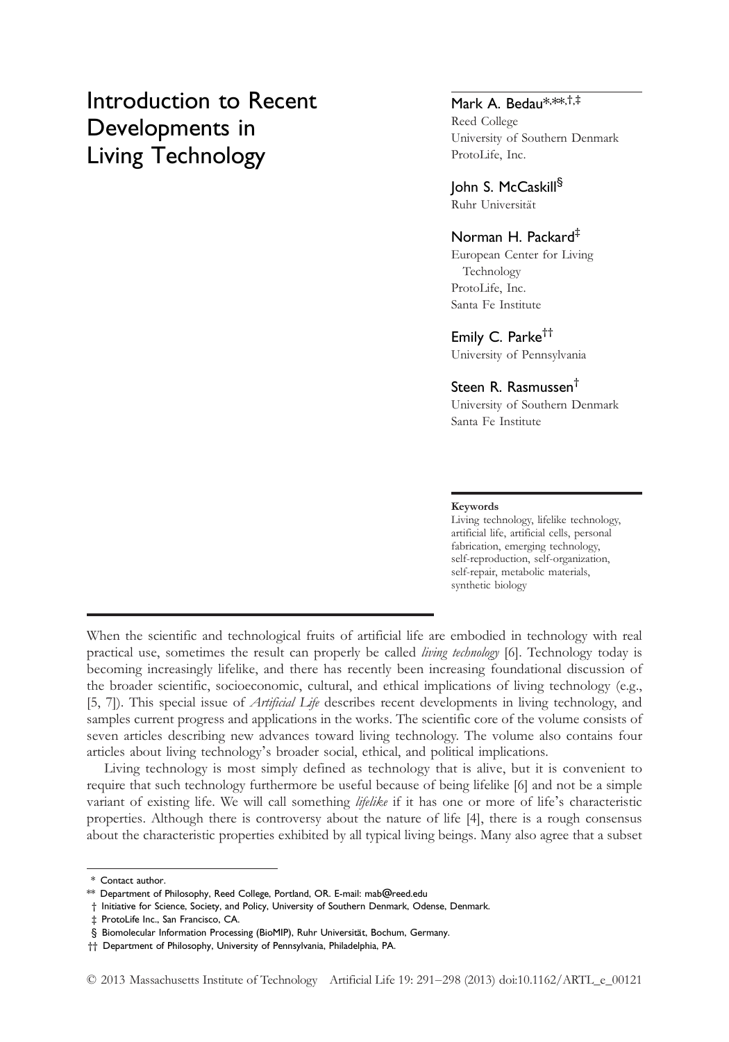# Introduction to Recent Developments in Living Technology

**Mark A. Bedau**[*,**,†,‡]
Reed College
University of Southern Denmark
ProtoLife, Inc.

**John S. McCaskill**[§]
Ruhr Universität

**Norman H. Packard**[‡]
European Center for Living Technology
ProtoLife, Inc.
Santa Fe Institute

**Emily C. Parke**[††]
University of Pennsylvania

**Steen R. Rasmussen**[†]
University of Southern Denmark
Santa Fe Institute

**Keywords**

Living technology, lifelike technology, artificial life, artificial cells, personal fabrication, emerging technology, self-reproduction, self-organization, self-repair, metabolic materials, synthetic biology

When the scientific and technological fruits of artificial life are embodied in technology with real practical use, sometimes the result can properly be called *living technology* [6]. Technology today is becoming increasingly lifelike, and there has recently been increasing foundational discussion of the broader scientific, socioeconomic, cultural, and ethical implications of living technology (e.g., [5, 7]). This special issue of *Artificial Life* describes recent developments in living technology, and samples current progress and applications in the works. The scientific core of the volume consists of seven articles describing new advances toward living technology. The volume also contains four articles about living technology's broader social, ethical, and political implications.

Living technology is most simply defined as technology that is alive, but it is convenient to require that such technology furthermore be useful because of being lifelike [6] and not be a simple variant of existing life. We will call something *lifelike* if it has one or more of life's characteristic properties. Although there is controversy about the nature of life [4], there is a rough consensus about the characteristic properties exhibited by all typical living beings. Many also agree that a subset

[*] Contact author.
[**] Department of Philosophy, Reed College, Portland, OR. E-mail: mab@reed.edu
[†] Initiative for Science, Society, and Policy, University of Southern Denmark, Odense, Denmark.
[‡] ProtoLife Inc., San Francisco, CA.
[§] Biomolecular Information Processing (BioMIP), Ruhr Universität, Bochum, Germany.
[††] Department of Philosophy, University of Pennsylvania, Philadelphia, PA.

© 2013 Massachusetts Institute of Technology Artificial Life 19: 291–298 (2013) doi:10.1162/ARTL_e_00121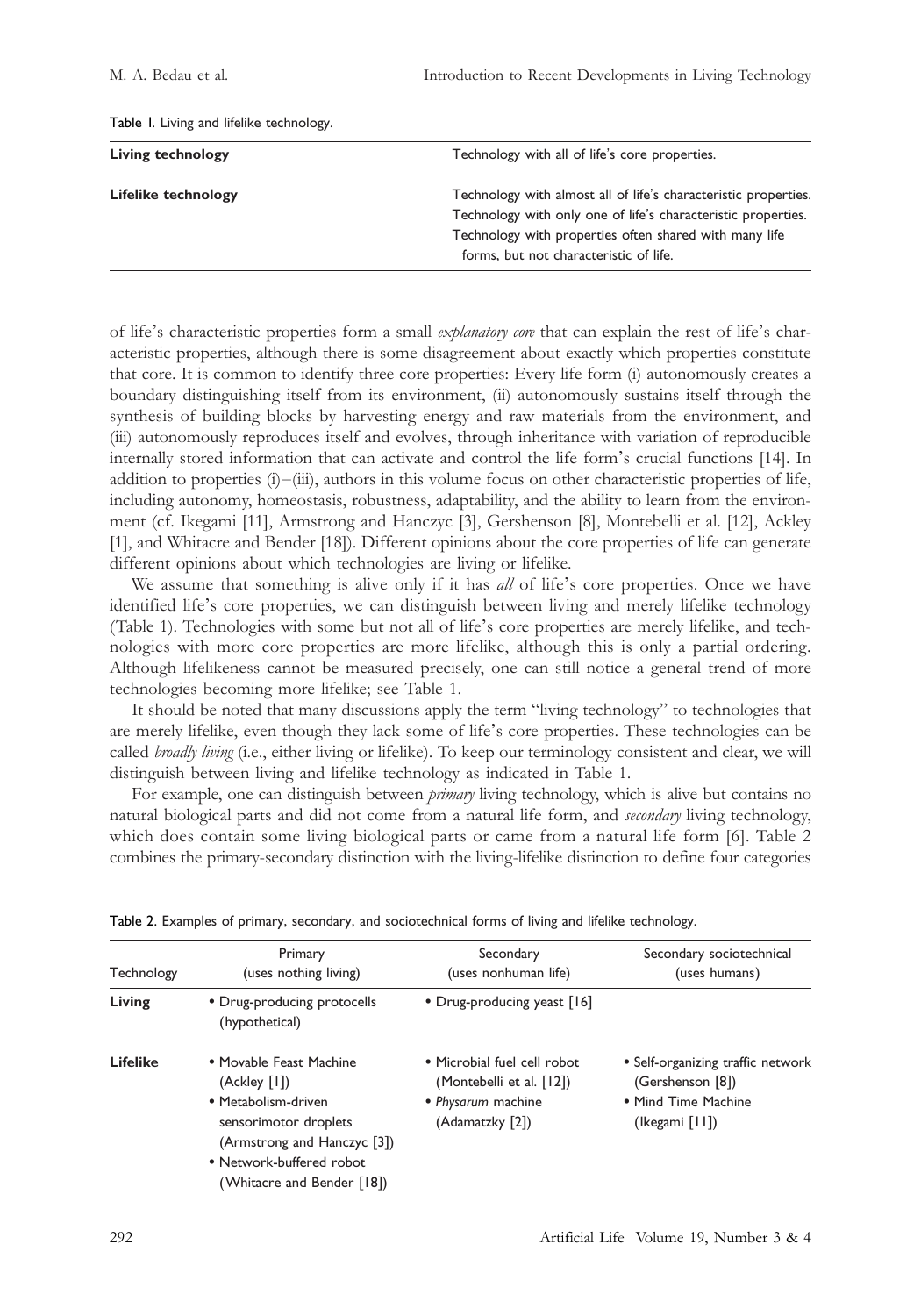Table 1. Living and lifelike technology.

| | |
|---|---|
| **Living technology** | Technology with all of life's core properties. |
| **Lifelike technology** | Technology with almost all of life's characteristic properties.<br>Technology with only one of life's characteristic properties.<br>Technology with properties often shared with many life forms, but not characteristic of life. |

of life's characteristic properties form a small *explanatory core* that can explain the rest of life's characteristic properties, although there is some disagreement about exactly which properties constitute that core. It is common to identify three core properties: Every life form (i) autonomously creates a boundary distinguishing itself from its environment, (ii) autonomously sustains itself through the synthesis of building blocks by harvesting energy and raw materials from the environment, and (iii) autonomously reproduces itself and evolves, through inheritance with variation of reproducible internally stored information that can activate and control the life form's crucial functions [14]. In addition to properties (i)–(iii), authors in this volume focus on other characteristic properties of life, including autonomy, homeostasis, robustness, adaptability, and the ability to learn from the environment (cf. Ikegami [11], Armstrong and Hanczyc [3], Gershenson [8], Montebelli et al. [12], Ackley [1], and Whitacre and Bender [18]). Different opinions about the core properties of life can generate different opinions about which technologies are living or lifelike.

We assume that something is alive only if it has *all* of life's core properties. Once we have identified life's core properties, we can distinguish between living and merely lifelike technology (Table 1). Technologies with some but not all of life's core properties are merely lifelike, and technologies with more core properties are more lifelike, although this is only a partial ordering. Although lifelikeness cannot be measured precisely, one can still notice a general trend of more technologies becoming more lifelike; see Table 1.

It should be noted that many discussions apply the term "living technology" to technologies that are merely lifelike, even though they lack some of life's core properties. These technologies can be called *broadly living* (i.e., either living or lifelike). To keep our terminology consistent and clear, we will distinguish between living and lifelike technology as indicated in Table 1.

For example, one can distinguish between *primary* living technology, which is alive but contains no natural biological parts and did not come from a natural life form, and *secondary* living technology, which does contain some living biological parts or came from a natural life form [6]. Table 2 combines the primary-secondary distinction with the living-lifelike distinction to define four categories

Table 2. Examples of primary, secondary, and sociotechnical forms of living and lifelike technology.

| Technology | Primary (uses nothing living) | Secondary (uses nonhuman life) | Secondary sociotechnical (uses humans) |
|---|---|---|---|
| **Living** | • Drug-producing protocells (hypothetical) | • Drug-producing yeast [16] | |
| **Lifelike** | • Movable Feast Machine (Ackley [1])<br>• Metabolism-driven sensorimotor droplets (Armstrong and Hanczyc [3])<br>• Network-buffered robot (Whitacre and Bender [18]) | • Microbial fuel cell robot (Montebelli et al. [12])<br>• *Physarum* machine (Adamatzky [2]) | • Self-organizing traffic network (Gershenson [8])<br>• Mind Time Machine (Ikegami [11]) |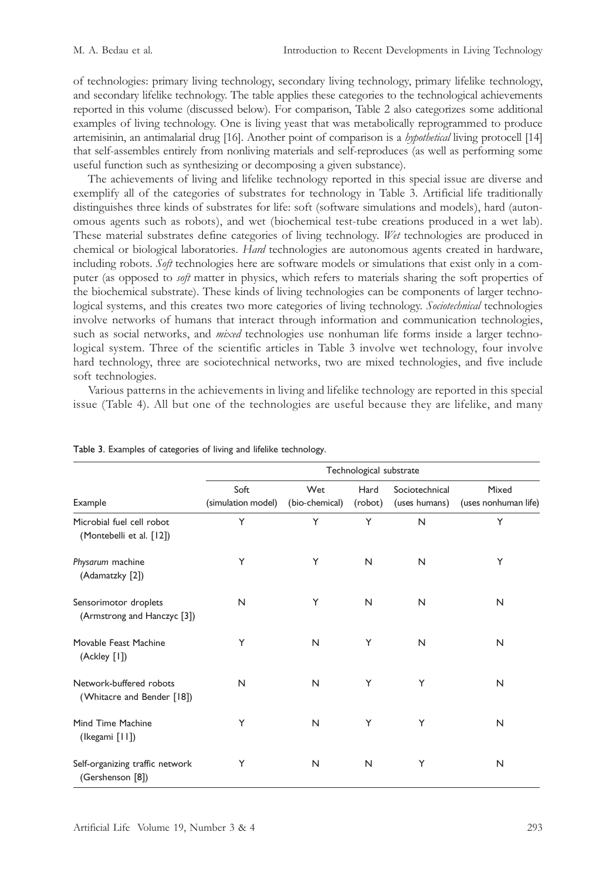of technologies: primary living technology, secondary living technology, primary lifelike technology, and secondary lifelike technology. The table applies these categories to the technological achievements reported in this volume (discussed below). For comparison, Table 2 also categorizes some additional examples of living technology. One is living yeast that was metabolically reprogrammed to produce artemisinin, an antimalarial drug [16]. Another point of comparison is a *hypothetical* living protocell [14] that self-assembles entirely from nonliving materials and self-reproduces (as well as performing some useful function such as synthesizing or decomposing a given substance).

The achievements of living and lifelike technology reported in this special issue are diverse and exemplify all of the categories of substrates for technology in Table 3. Artificial life traditionally distinguishes three kinds of substrates for life: soft (software simulations and models), hard (autonomous agents such as robots), and wet (biochemical test-tube creations produced in a wet lab). These material substrates define categories of living technology. *Wet* technologies are produced in chemical or biological laboratories. *Hard* technologies are autonomous agents created in hardware, including robots. *Soft* technologies here are software models or simulations that exist only in a computer (as opposed to *soft* matter in physics, which refers to materials sharing the soft properties of the biochemical substrate). These kinds of living technologies can be components of larger technological systems, and this creates two more categories of living technology. *Sociotechnical* technologies involve networks of humans that interact through information and communication technologies, such as social networks, and *mixed* technologies use nonhuman life forms inside a larger technological system. Three of the scientific articles in Table 3 involve wet technology, four involve hard technology, three are sociotechnical networks, two are mixed technologies, and five include soft technologies.

Various patterns in the achievements in living and lifelike technology are reported in this special issue (Table 4). All but one of the technologies are useful because they are lifelike, and many

Table 3. Examples of categories of living and lifelike technology.

| | Technological substrate | | | | |
|---|---|---|---|---|---|
| Example | Soft (simulation model) | Wet (bio-chemical) | Hard (robot) | Sociotechnical (uses humans) | Mixed (uses nonhuman life) |
| Microbial fuel cell robot (Montebelli et al. [12]) | Y | Y | Y | N | Y |
| *Physarum* machine (Adamatzky [2]) | Y | Y | N | N | Y |
| Sensorimotor droplets (Armstrong and Hanczyc [3]) | N | Y | N | N | N |
| Movable Feast Machine (Ackley [1]) | Y | N | Y | N | N |
| Network-buffered robots (Whitacre and Bender [18]) | N | N | Y | Y | N |
| Mind Time Machine (Ikegami [11]) | Y | N | Y | Y | N |
| Self-organizing traffic network (Gershenson [8]) | Y | N | N | Y | N |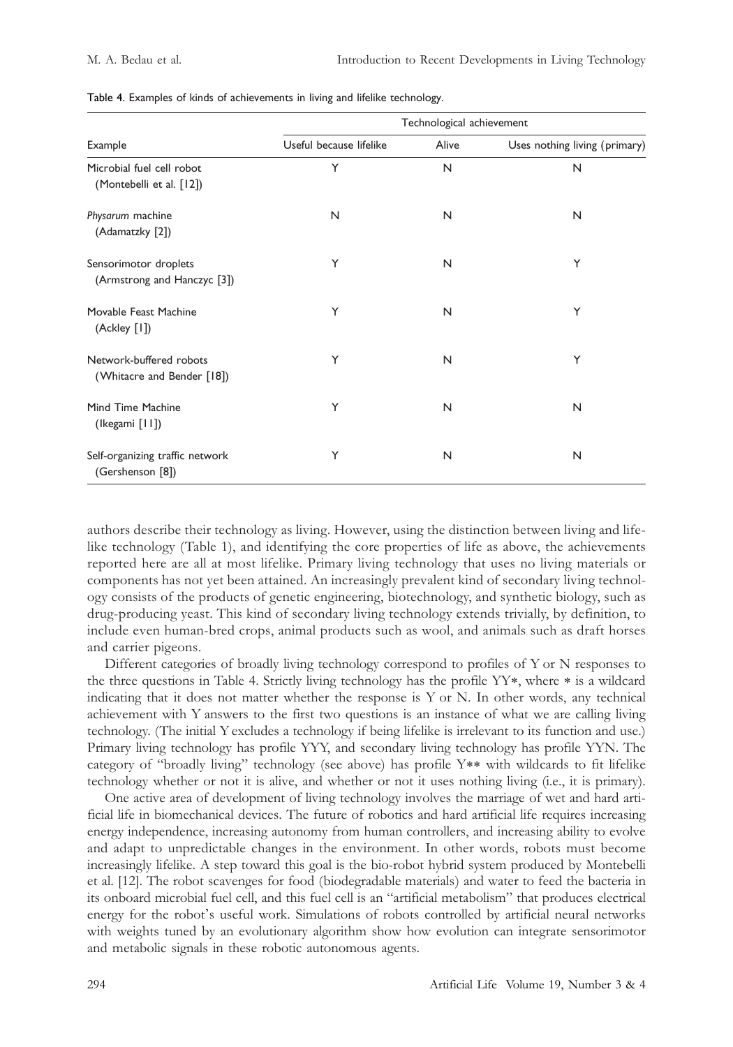Table 4. Examples of kinds of achievements in living and lifelike technology.

| Example | Technological achievement | | |
|---|---|---|---|
| | Useful because lifelike | Alive | Uses nothing living (primary) |
| Microbial fuel cell robot (Montebelli et al. [12]) | Y | N | N |
| *Physarum* machine (Adamatzky [2]) | N | N | N |
| Sensorimotor droplets (Armstrong and Hanczyc [3]) | Y | N | Y |
| Movable Feast Machine (Ackley [1]) | Y | N | Y |
| Network-buffered robots (Whitacre and Bender [18]) | Y | N | Y |
| Mind Time Machine (Ikegami [11]) | Y | N | N |
| Self-organizing traffic network (Gershenson [8]) | Y | N | N |

authors describe their technology as living. However, using the distinction between living and lifelike technology (Table 1), and identifying the core properties of life as above, the achievements reported here are all at most lifelike. Primary living technology that uses no living materials or components has not yet been attained. An increasingly prevalent kind of secondary living technology consists of the products of genetic engineering, biotechnology, and synthetic biology, such as drug-producing yeast. This kind of secondary living technology extends trivially, by definition, to include even human-bred crops, animal products such as wool, and animals such as draft horses and carrier pigeons.

Different categories of broadly living technology correspond to profiles of Y or N responses to the three questions in Table 4. Strictly living technology has the profile YY*, where * is a wildcard indicating that it does not matter whether the response is Y or N. In other words, any technical achievement with Y answers to the first two questions is an instance of what we are calling living technology. (The initial Y excludes a technology if being lifelike is irrelevant to its function and use.) Primary living technology has profile YYY, and secondary living technology has profile YYN. The category of "broadly living" technology (see above) has profile Y** with wildcards to fit lifelike technology whether or not it is alive, and whether or not it uses nothing living (i.e., it is primary).

One active area of development of living technology involves the marriage of wet and hard artificial life in biomechanical devices. The future of robotics and hard artificial life requires increasing energy independence, increasing autonomy from human controllers, and increasing ability to evolve and adapt to unpredictable changes in the environment. In other words, robots must become increasingly lifelike. A step toward this goal is the bio-robot hybrid system produced by Montebelli et al. [12]. The robot scavenges for food (biodegradable materials) and water to feed the bacteria in its onboard microbial fuel cell, and this fuel cell is an "artificial metabolism" that produces electrical energy for the robot's useful work. Simulations of robots controlled by artificial neural networks with weights tuned by an evolutionary algorithm show how evolution can integrate sensorimotor and metabolic signals in these robotic autonomous agents.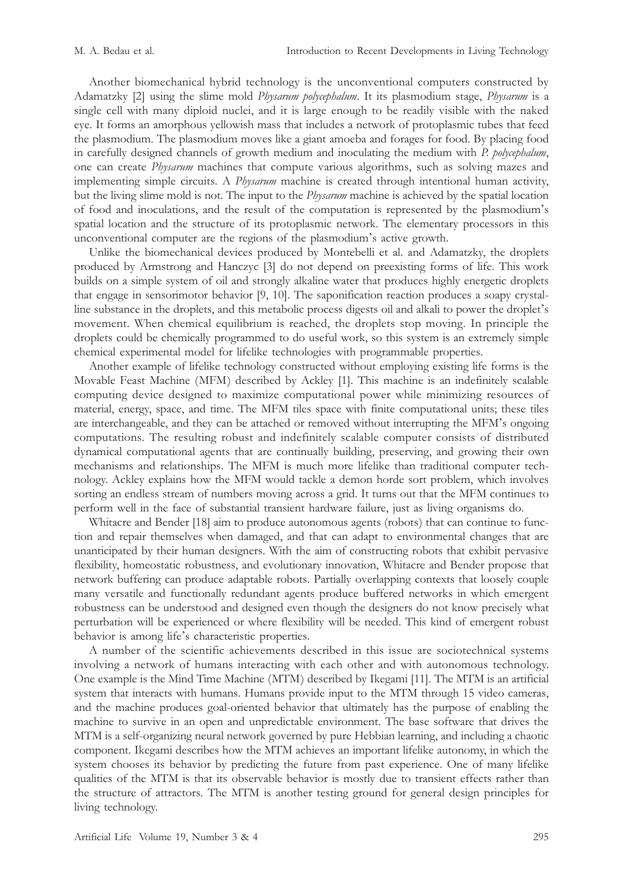Another biomechanical hybrid technology is the unconventional computers constructed by Adamatzky [2] using the slime mold *Physarum polycephalum*. It its plasmodium stage, *Physarum* is a single cell with many diploid nuclei, and it is large enough to be readily visible with the naked eye. It forms an amorphous yellowish mass that includes a network of protoplasmic tubes that feed the plasmodium. The plasmodium moves like a giant amoeba and forages for food. By placing food in carefully designed channels of growth medium and inoculating the medium with *P. polycephalum*, one can create *Physarum* machines that compute various algorithms, such as solving mazes and implementing simple circuits. A *Physarum* machine is created through intentional human activity, but the living slime mold is not. The input to the *Physarum* machine is achieved by the spatial location of food and inoculations, and the result of the computation is represented by the plasmodium's spatial location and the structure of its protoplasmic network. The elementary processors in this unconventional computer are the regions of the plasmodium's active growth.

Unlike the biomechanical devices produced by Montebelli et al. and Adamatzky, the droplets produced by Armstrong and Hanczyc [3] do not depend on preexisting forms of life. This work builds on a simple system of oil and strongly alkaline water that produces highly energetic droplets that engage in sensorimotor behavior [9, 10]. The saponification reaction produces a soapy crystalline substance in the droplets, and this metabolic process digests oil and alkali to power the droplet's movement. When chemical equilibrium is reached, the droplets stop moving. In principle the droplets could be chemically programmed to do useful work, so this system is an extremely simple chemical experimental model for lifelike technologies with programmable properties.

Another example of lifelike technology constructed without employing existing life forms is the Movable Feast Machine (MFM) described by Ackley [1]. This machine is an indefinitely scalable computing device designed to maximize computational power while minimizing resources of material, energy, space, and time. The MFM tiles space with finite computational units; these tiles are interchangeable, and they can be attached or removed without interrupting the MFM's ongoing computations. The resulting robust and indefinitely scalable computer consists of distributed dynamical computational agents that are continually building, preserving, and growing their own mechanisms and relationships. The MFM is much more lifelike than traditional computer technology. Ackley explains how the MFM would tackle a demon horde sort problem, which involves sorting an endless stream of numbers moving across a grid. It turns out that the MFM continues to perform well in the face of substantial transient hardware failure, just as living organisms do.

Whitacre and Bender [18] aim to produce autonomous agents (robots) that can continue to function and repair themselves when damaged, and that can adapt to environmental changes that are unanticipated by their human designers. With the aim of constructing robots that exhibit pervasive flexibility, homeostatic robustness, and evolutionary innovation, Whitacre and Bender propose that network buffering can produce adaptable robots. Partially overlapping contexts that loosely couple many versatile and functionally redundant agents produce buffered networks in which emergent robustness can be understood and designed even though the designers do not know precisely what perturbation will be experienced or where flexibility will be needed. This kind of emergent robust behavior is among life's characteristic properties.

A number of the scientific achievements described in this issue are sociotechnical systems involving a network of humans interacting with each other and with autonomous technology. One example is the Mind Time Machine (MTM) described by Ikegami [11]. The MTM is an artificial system that interacts with humans. Humans provide input to the MTM through 15 video cameras, and the machine produces goal-oriented behavior that ultimately has the purpose of enabling the machine to survive in an open and unpredictable environment. The base software that drives the MTM is a self-organizing neural network governed by pure Hebbian learning, and including a chaotic component. Ikegami describes how the MTM achieves an important lifelike autonomy, in which the system chooses its behavior by predicting the future from past experience. One of many lifelike qualities of the MTM is that its observable behavior is mostly due to transient effects rather than the structure of attractors. The MTM is another testing ground for general design principles for living technology.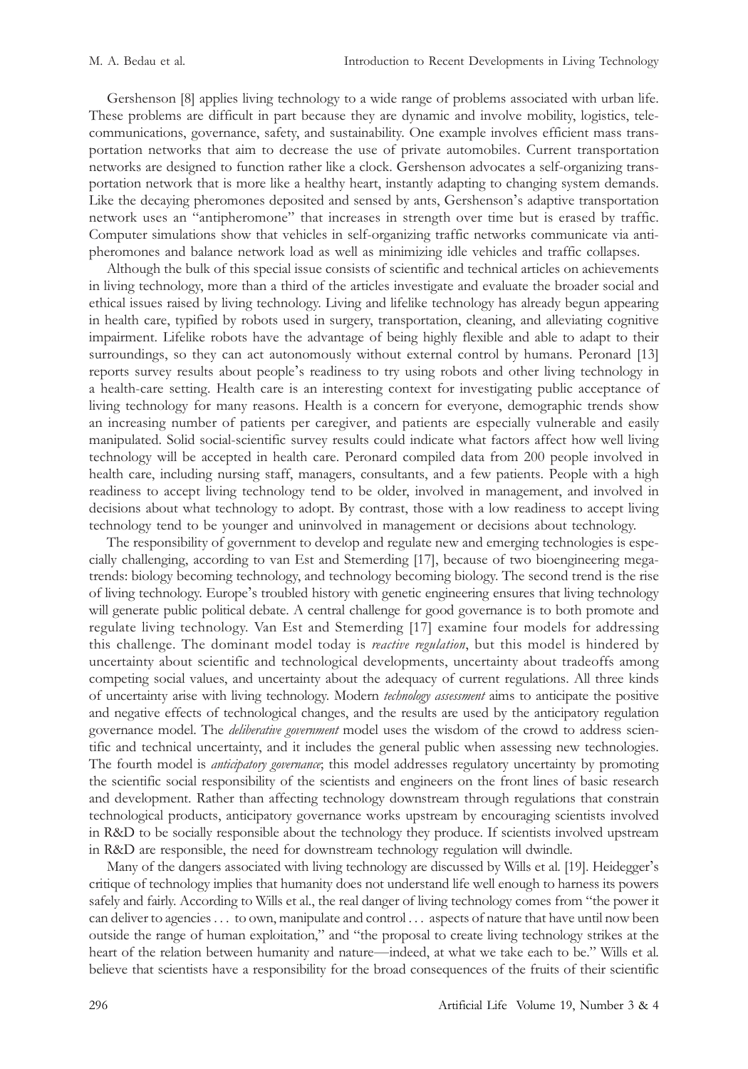Gershenson [8] applies living technology to a wide range of problems associated with urban life. These problems are difficult in part because they are dynamic and involve mobility, logistics, telecommunications, governance, safety, and sustainability. One example involves efficient mass transportation networks that aim to decrease the use of private automobiles. Current transportation networks are designed to function rather like a clock. Gershenson advocates a self-organizing transportation network that is more like a healthy heart, instantly adapting to changing system demands. Like the decaying pheromones deposited and sensed by ants, Gershenson's adaptive transportation network uses an "antipheromone" that increases in strength over time but is erased by traffic. Computer simulations show that vehicles in self-organizing traffic networks communicate via antipheromones and balance network load as well as minimizing idle vehicles and traffic collapses.

Although the bulk of this special issue consists of scientific and technical articles on achievements in living technology, more than a third of the articles investigate and evaluate the broader social and ethical issues raised by living technology. Living and lifelike technology has already begun appearing in health care, typified by robots used in surgery, transportation, cleaning, and alleviating cognitive impairment. Lifelike robots have the advantage of being highly flexible and able to adapt to their surroundings, so they can act autonomously without external control by humans. Peronard [13] reports survey results about people's readiness to try using robots and other living technology in a health-care setting. Health care is an interesting context for investigating public acceptance of living technology for many reasons. Health is a concern for everyone, demographic trends show an increasing number of patients per caregiver, and patients are especially vulnerable and easily manipulated. Solid social-scientific survey results could indicate what factors affect how well living technology will be accepted in health care. Peronard compiled data from 200 people involved in health care, including nursing staff, managers, consultants, and a few patients. People with a high readiness to accept living technology tend to be older, involved in management, and involved in decisions about what technology to adopt. By contrast, those with a low readiness to accept living technology tend to be younger and uninvolved in management or decisions about technology.

The responsibility of government to develop and regulate new and emerging technologies is especially challenging, according to van Est and Stemerding [17], because of two bioengineering megatrends: biology becoming technology, and technology becoming biology. The second trend is the rise of living technology. Europe's troubled history with genetic engineering ensures that living technology will generate public political debate. A central challenge for good governance is to both promote and regulate living technology. Van Est and Stemerding [17] examine four models for addressing this challenge. The dominant model today is *reactive regulation*, but this model is hindered by uncertainty about scientific and technological developments, uncertainty about tradeoffs among competing social values, and uncertainty about the adequacy of current regulations. All three kinds of uncertainty arise with living technology. Modern *technology assessment* aims to anticipate the positive and negative effects of technological changes, and the results are used by the anticipatory regulation governance model. The *deliberative government* model uses the wisdom of the crowd to address scientific and technical uncertainty, and it includes the general public when assessing new technologies. The fourth model is *anticipatory governance*; this model addresses regulatory uncertainty by promoting the scientific social responsibility of the scientists and engineers on the front lines of basic research and development. Rather than affecting technology downstream through regulations that constrain technological products, anticipatory governance works upstream by encouraging scientists involved in R&D to be socially responsible about the technology they produce. If scientists involved upstream in R&D are responsible, the need for downstream technology regulation will dwindle.

Many of the dangers associated with living technology are discussed by Wills et al. [19]. Heidegger's critique of technology implies that humanity does not understand life well enough to harness its powers safely and fairly. According to Wills et al., the real danger of living technology comes from "the power it can deliver to agencies . . . to own, manipulate and control . . . aspects of nature that have until now been outside the range of human exploitation," and "the proposal to create living technology strikes at the heart of the relation between humanity and nature—indeed, at what we take each to be." Wills et al. believe that scientists have a responsibility for the broad consequences of the fruits of their scientific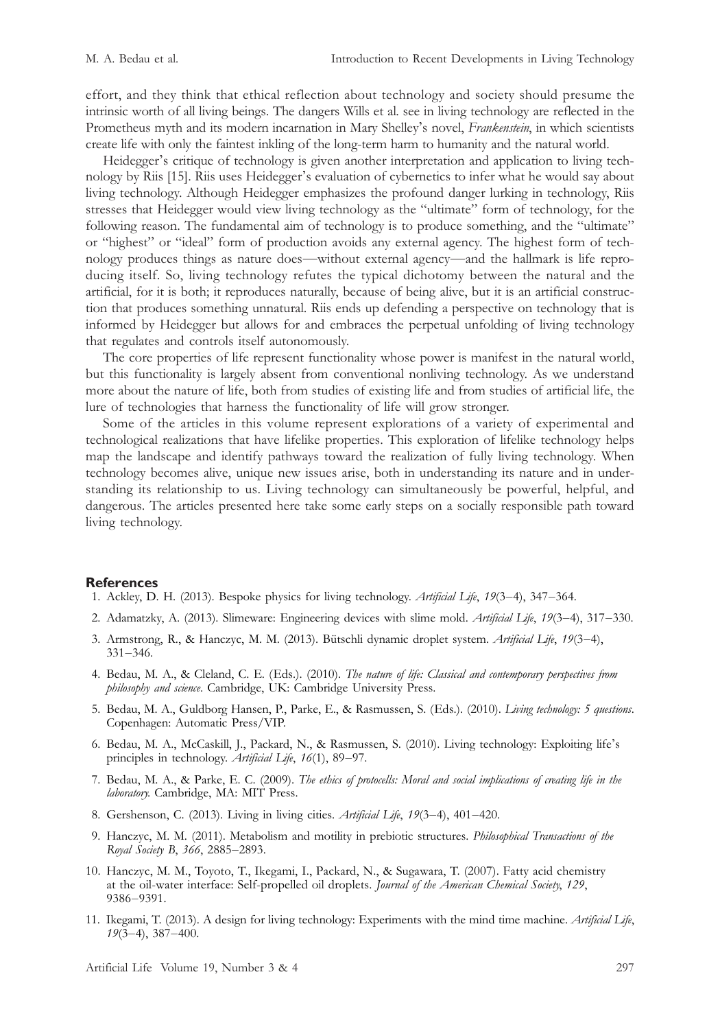effort, and they think that ethical reflection about technology and society should presume the intrinsic worth of all living beings. The dangers Wills et al. see in living technology are reflected in the Prometheus myth and its modern incarnation in Mary Shelley's novel, *Frankenstein*, in which scientists create life with only the faintest inkling of the long-term harm to humanity and the natural world.

Heidegger's critique of technology is given another interpretation and application to living technology by Riis [15]. Riis uses Heidegger's evaluation of cybernetics to infer what he would say about living technology. Although Heidegger emphasizes the profound danger lurking in technology, Riis stresses that Heidegger would view living technology as the "ultimate" form of technology, for the following reason. The fundamental aim of technology is to produce something, and the "ultimate" or "highest" or "ideal" form of production avoids any external agency. The highest form of technology produces things as nature does—without external agency—and the hallmark is life reproducing itself. So, living technology refutes the typical dichotomy between the natural and the artificial, for it is both; it reproduces naturally, because of being alive, but it is an artificial construction that produces something unnatural. Riis ends up defending a perspective on technology that is informed by Heidegger but allows for and embraces the perpetual unfolding of living technology that regulates and controls itself autonomously.

The core properties of life represent functionality whose power is manifest in the natural world, but this functionality is largely absent from conventional nonliving technology. As we understand more about the nature of life, both from studies of existing life and from studies of artificial life, the lure of technologies that harness the functionality of life will grow stronger.

Some of the articles in this volume represent explorations of a variety of experimental and technological realizations that have lifelike properties. This exploration of lifelike technology helps map the landscape and identify pathways toward the realization of fully living technology. When technology becomes alive, unique new issues arise, both in understanding its nature and in understanding its relationship to us. Living technology can simultaneously be powerful, helpful, and dangerous. The articles presented here take some early steps on a socially responsible path toward living technology.

## References

1. Ackley, D. H. (2013). Bespoke physics for living technology. *Artificial Life*, *19*(3–4), 347–364.
2. Adamatzky, A. (2013). Slimeware: Engineering devices with slime mold. *Artificial Life*, *19*(3–4), 317–330.
3. Armstrong, R., & Hanczyc, M. M. (2013). Bütschli dynamic droplet system. *Artificial Life*, *19*(3–4), 331–346.
4. Bedau, M. A., & Cleland, C. E. (Eds.). (2010). *The nature of life: Classical and contemporary perspectives from philosophy and science*. Cambridge, UK: Cambridge University Press.
5. Bedau, M. A., Guldborg Hansen, P., Parke, E., & Rasmussen, S. (Eds.). (2010). *Living technology: 5 questions*. Copenhagen: Automatic Press/VIP.
6. Bedau, M. A., McCaskill, J., Packard, N., & Rasmussen, S. (2010). Living technology: Exploiting life's principles in technology. *Artificial Life*, *16*(1), 89–97.
7. Bedau, M. A., & Parke, E. C. (2009). *The ethics of protocells: Moral and social implications of creating life in the laboratory*. Cambridge, MA: MIT Press.
8. Gershenson, C. (2013). Living in living cities. *Artificial Life*, *19*(3–4), 401–420.
9. Hanczyc, M. M. (2011). Metabolism and motility in prebiotic structures. *Philosophical Transactions of the Royal Society B*, *366*, 2885–2893.
10. Hanczyc, M. M., Toyoto, T., Ikegami, I., Packard, N., & Sugawara, T. (2007). Fatty acid chemistry at the oil-water interface: Self-propelled oil droplets. *Journal of the American Chemical Society*, *129*, 9386–9391.
11. Ikegami, T. (2013). A design for living technology: Experiments with the mind time machine. *Artificial Life*, *19*(3–4), 387–400.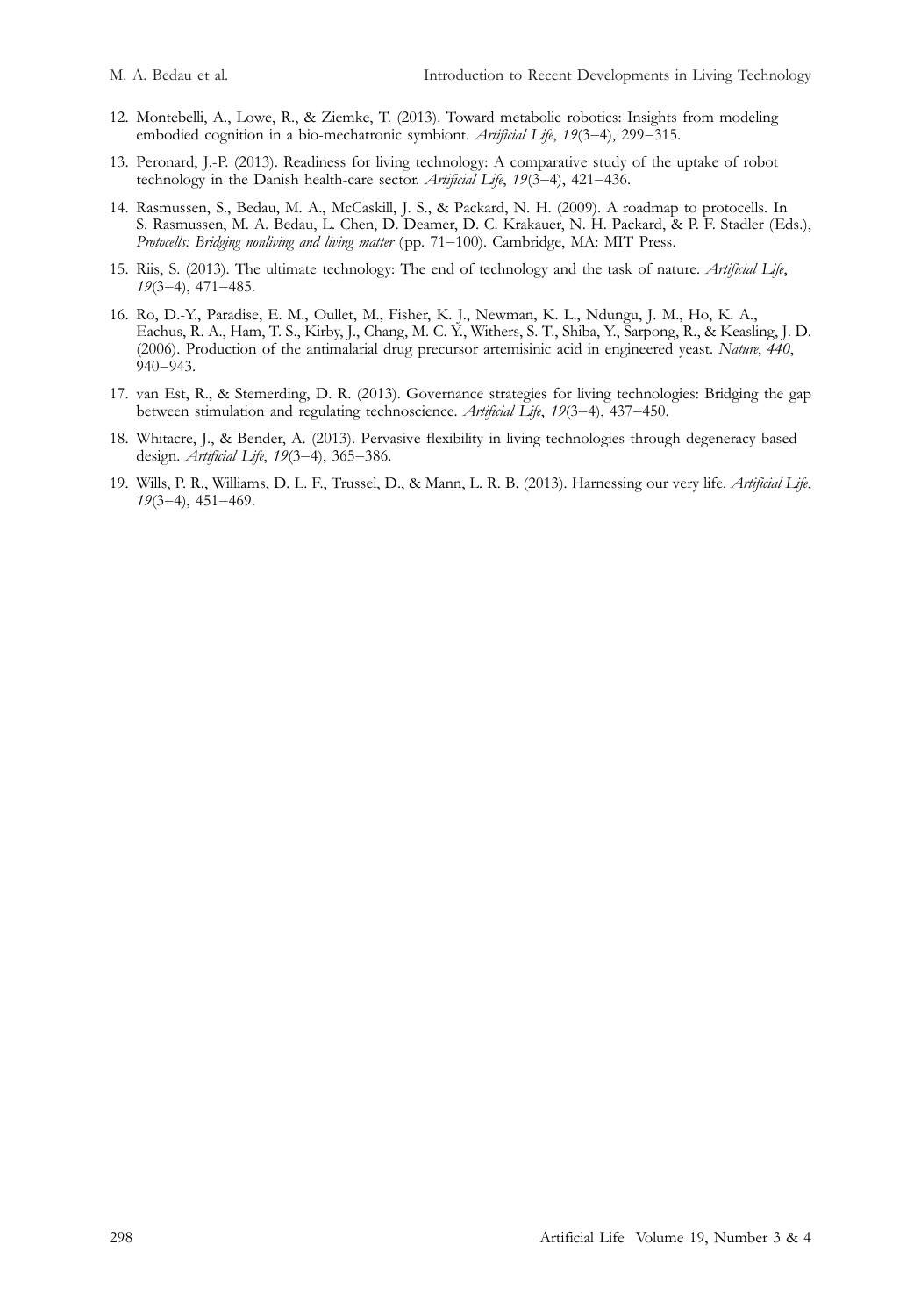12. Montebelli, A., Lowe, R., & Ziemke, T. (2013). Toward metabolic robotics: Insights from modeling embodied cognition in a bio-mechatronic symbiont. *Artificial Life*, *19*(3–4), 299–315.

13. Peronard, J.-P. (2013). Readiness for living technology: A comparative study of the uptake of robot technology in the Danish health-care sector. *Artificial Life*, *19*(3–4), 421–436.

14. Rasmussen, S., Bedau, M. A., McCaskill, J. S., & Packard, N. H. (2009). A roadmap to protocells. In S. Rasmussen, M. A. Bedau, L. Chen, D. Deamer, D. C. Krakauer, N. H. Packard, & P. F. Stadler (Eds.), *Protocells: Bridging nonliving and living matter* (pp. 71–100). Cambridge, MA: MIT Press.

15. Riis, S. (2013). The ultimate technology: The end of technology and the task of nature. *Artificial Life*, *19*(3–4), 471–485.

16. Ro, D.-Y., Paradise, E. M., Oullet, M., Fisher, K. J., Newman, K. L., Ndungu, J. M., Ho, K. A., Eachus, R. A., Ham, T. S., Kirby, J., Chang, M. C. Y., Withers, S. T., Shiba, Y., Sarpong, R., & Keasling, J. D. (2006). Production of the antimalarial drug precursor artemisinic acid in engineered yeast. *Nature*, *440*, 940–943.

17. van Est, R., & Stemerding, D. R. (2013). Governance strategies for living technologies: Bridging the gap between stimulation and regulating technoscience. *Artificial Life*, *19*(3–4), 437–450.

18. Whitacre, J., & Bender, A. (2013). Pervasive flexibility in living technologies through degeneracy based design. *Artificial Life*, *19*(3–4), 365–386.

19. Wills, P. R., Williams, D. L. F., Trussel, D., & Mann, L. R. B. (2013). Harnessing our very life. *Artificial Life*, *19*(3–4), 451–469.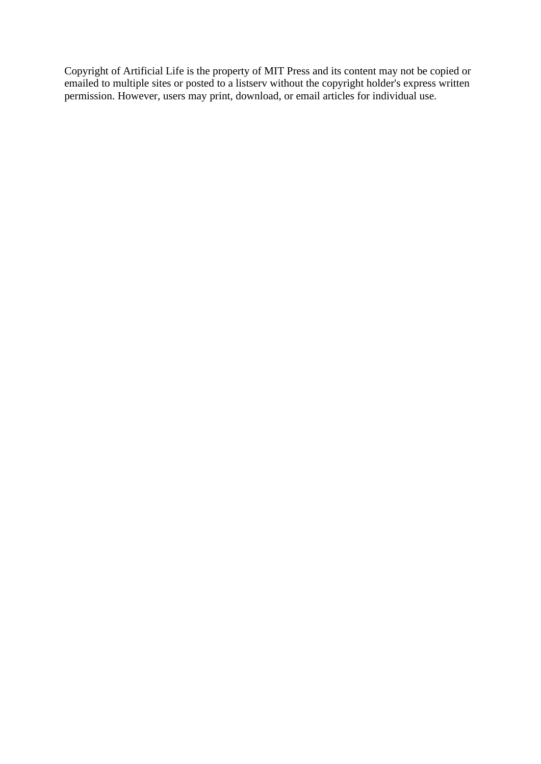Copyright of Artificial Life is the property of MIT Press and its content may not be copied or emailed to multiple sites or posted to a listserv without the copyright holder's express written permission. However, users may print, download, or email articles for individual use.